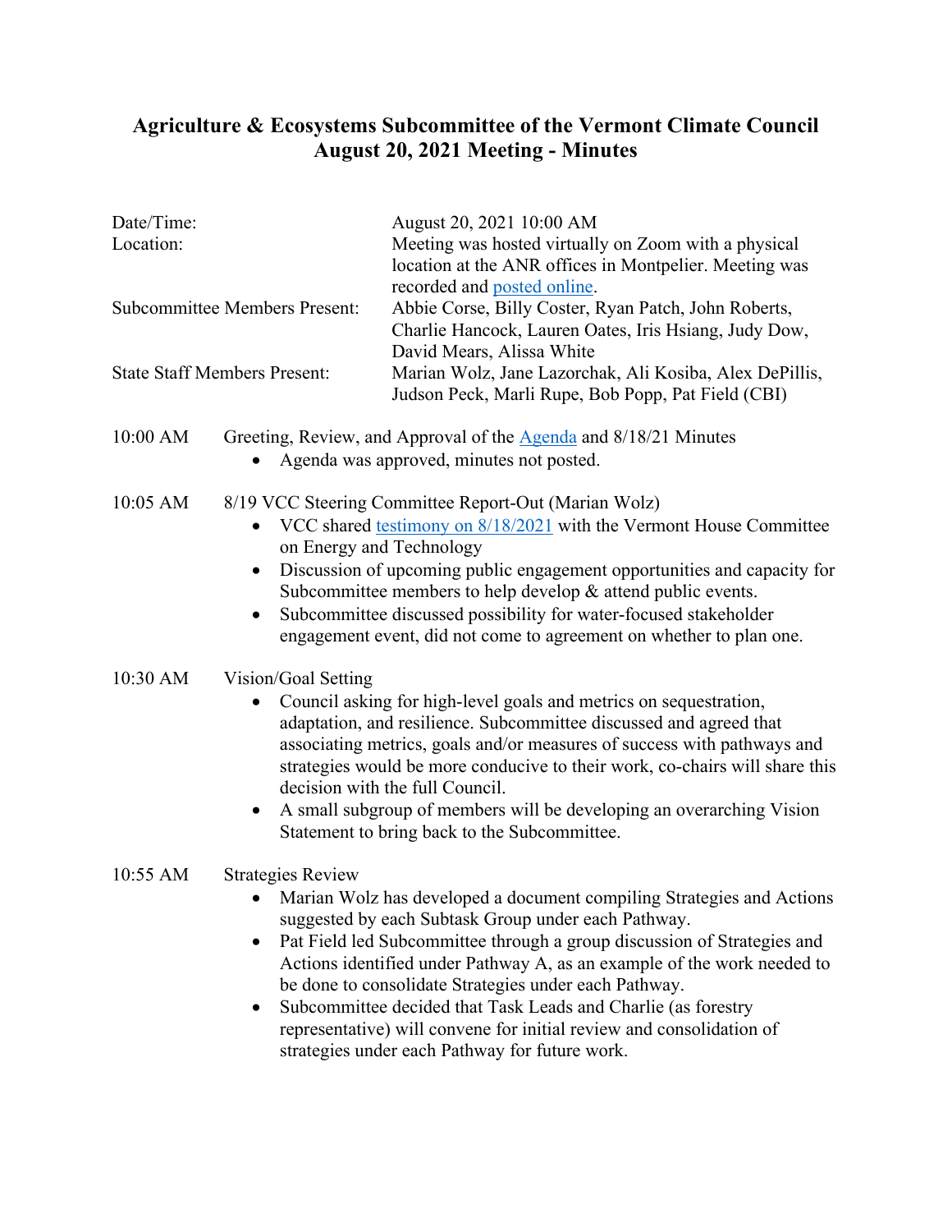# Agriculture & Ecosystems Subcommittee of the Vermont Climate Council
## August 20, 2021 Meeting - Minutes

| | |
|---|---|
| Date/Time: | August 20, 2021 10:00 AM |
| Location: | Meeting was hosted virtually on Zoom with a physical location at the ANR offices in Montpelier. Meeting was recorded and posted online. |
| Subcommittee Members Present: | Abbie Corse, Billy Coster, Ryan Patch, John Roberts, Charlie Hancock, Lauren Oates, Iris Hsiang, Judy Dow, David Mears, Alissa White |
| State Staff Members Present: | Marian Wolz, Jane Lazorchak, Ali Kosiba, Alex DePillis, Judson Peck, Marli Rupe, Bob Popp, Pat Field (CBI) |

10:00 AM Greeting, Review, and Approval of the Agenda and 8/18/21 Minutes

- Agenda was approved, minutes not posted.

10:05 AM 8/19 VCC Steering Committee Report-Out (Marian Wolz)

- VCC shared testimony on 8/18/2021 with the Vermont House Committee on Energy and Technology
- Discussion of upcoming public engagement opportunities and capacity for Subcommittee members to help develop & attend public events.
- Subcommittee discussed possibility for water-focused stakeholder engagement event, did not come to agreement on whether to plan one.

10:30 AM Vision/Goal Setting

- Council asking for high-level goals and metrics on sequestration, adaptation, and resilience. Subcommittee discussed and agreed that associating metrics, goals and/or measures of success with pathways and strategies would be more conducive to their work, co-chairs will share this decision with the full Council.
- A small subgroup of members will be developing an overarching Vision Statement to bring back to the Subcommittee.

10:55 AM Strategies Review

- Marian Wolz has developed a document compiling Strategies and Actions suggested by each Subtask Group under each Pathway.
- Pat Field led Subcommittee through a group discussion of Strategies and Actions identified under Pathway A, as an example of the work needed to be done to consolidate Strategies under each Pathway.
- Subcommittee decided that Task Leads and Charlie (as forestry representative) will convene for initial review and consolidation of strategies under each Pathway for future work.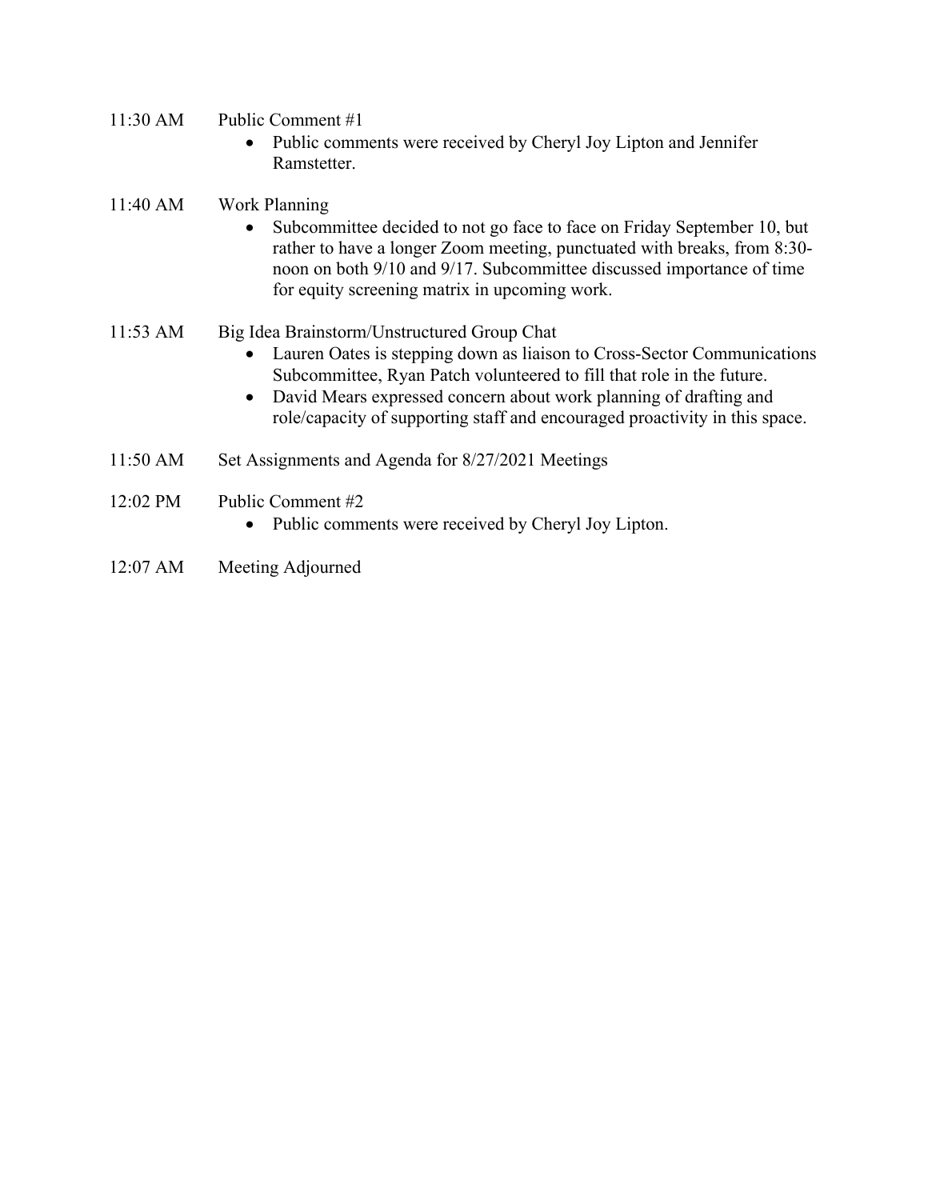11:30 AM Public Comment #1

- Public comments were received by Cheryl Joy Lipton and Jennifer Ramstetter.

11:40 AM Work Planning

- Subcommittee decided to not go face to face on Friday September 10, but rather to have a longer Zoom meeting, punctuated with breaks, from 8:30-noon on both 9/10 and 9/17. Subcommittee discussed importance of time for equity screening matrix in upcoming work.

11:53 AM Big Idea Brainstorm/Unstructured Group Chat

- Lauren Oates is stepping down as liaison to Cross-Sector Communications Subcommittee, Ryan Patch volunteered to fill that role in the future.
- David Mears expressed concern about work planning of drafting and role/capacity of supporting staff and encouraged proactivity in this space.

11:50 AM Set Assignments and Agenda for 8/27/2021 Meetings

12:02 PM Public Comment #2

- Public comments were received by Cheryl Joy Lipton.

12:07 AM Meeting Adjourned